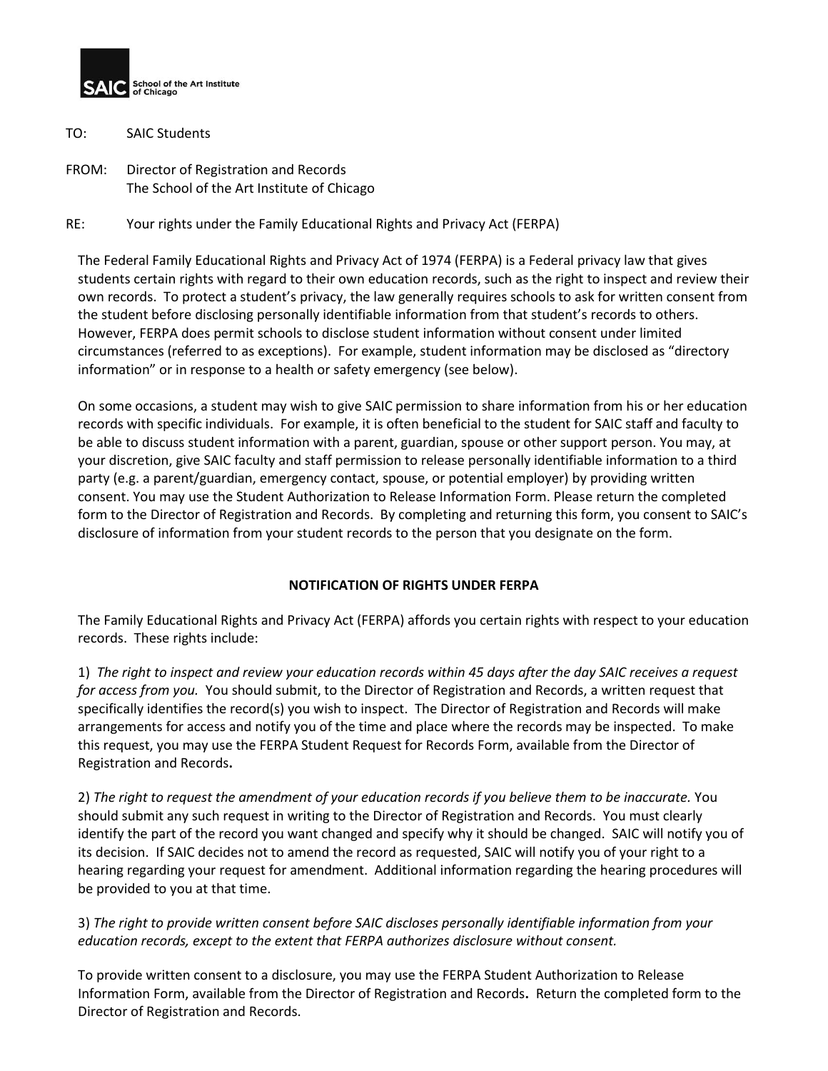SAIC School of the Art Institute of Chicago

TO: SAIC Students

FROM: Director of Registration and Records
The School of the Art Institute of Chicago

RE: Your rights under the Family Educational Rights and Privacy Act (FERPA)

The Federal Family Educational Rights and Privacy Act of 1974 (FERPA) is a Federal privacy law that gives students certain rights with regard to their own education records, such as the right to inspect and review their own records. To protect a student's privacy, the law generally requires schools to ask for written consent from the student before disclosing personally identifiable information from that student's records to others. However, FERPA does permit schools to disclose student information without consent under limited circumstances (referred to as exceptions). For example, student information may be disclosed as "directory information" or in response to a health or safety emergency (see below).

On some occasions, a student may wish to give SAIC permission to share information from his or her education records with specific individuals. For example, it is often beneficial to the student for SAIC staff and faculty to be able to discuss student information with a parent, guardian, spouse or other support person. You may, at your discretion, give SAIC faculty and staff permission to release personally identifiable information to a third party (e.g. a parent/guardian, emergency contact, spouse, or potential employer) by providing written consent. You may use the Student Authorization to Release Information Form. Please return the completed form to the Director of Registration and Records. By completing and returning this form, you consent to SAIC's disclosure of information from your student records to the person that you designate on the form.

## NOTIFICATION OF RIGHTS UNDER FERPA

The Family Educational Rights and Privacy Act (FERPA) affords you certain rights with respect to your education records. These rights include:

1) *The right to inspect and review your education records within 45 days after the day SAIC receives a request for access from you.* You should submit, to the Director of Registration and Records, a written request that specifically identifies the record(s) you wish to inspect. The Director of Registration and Records will make arrangements for access and notify you of the time and place where the records may be inspected. To make this request, you may use the FERPA Student Request for Records Form, available from the Director of Registration and Records**.**

2) *The right to request the amendment of your education records if you believe them to be inaccurate.* You should submit any such request in writing to the Director of Registration and Records. You must clearly identify the part of the record you want changed and specify why it should be changed. SAIC will notify you of its decision. If SAIC decides not to amend the record as requested, SAIC will notify you of your right to a hearing regarding your request for amendment. Additional information regarding the hearing procedures will be provided to you at that time.

3) *The right to provide written consent before SAIC discloses personally identifiable information from your education records, except to the extent that FERPA authorizes disclosure without consent.*

To provide written consent to a disclosure, you may use the FERPA Student Authorization to Release Information Form, available from the Director of Registration and Records**.** Return the completed form to the Director of Registration and Records.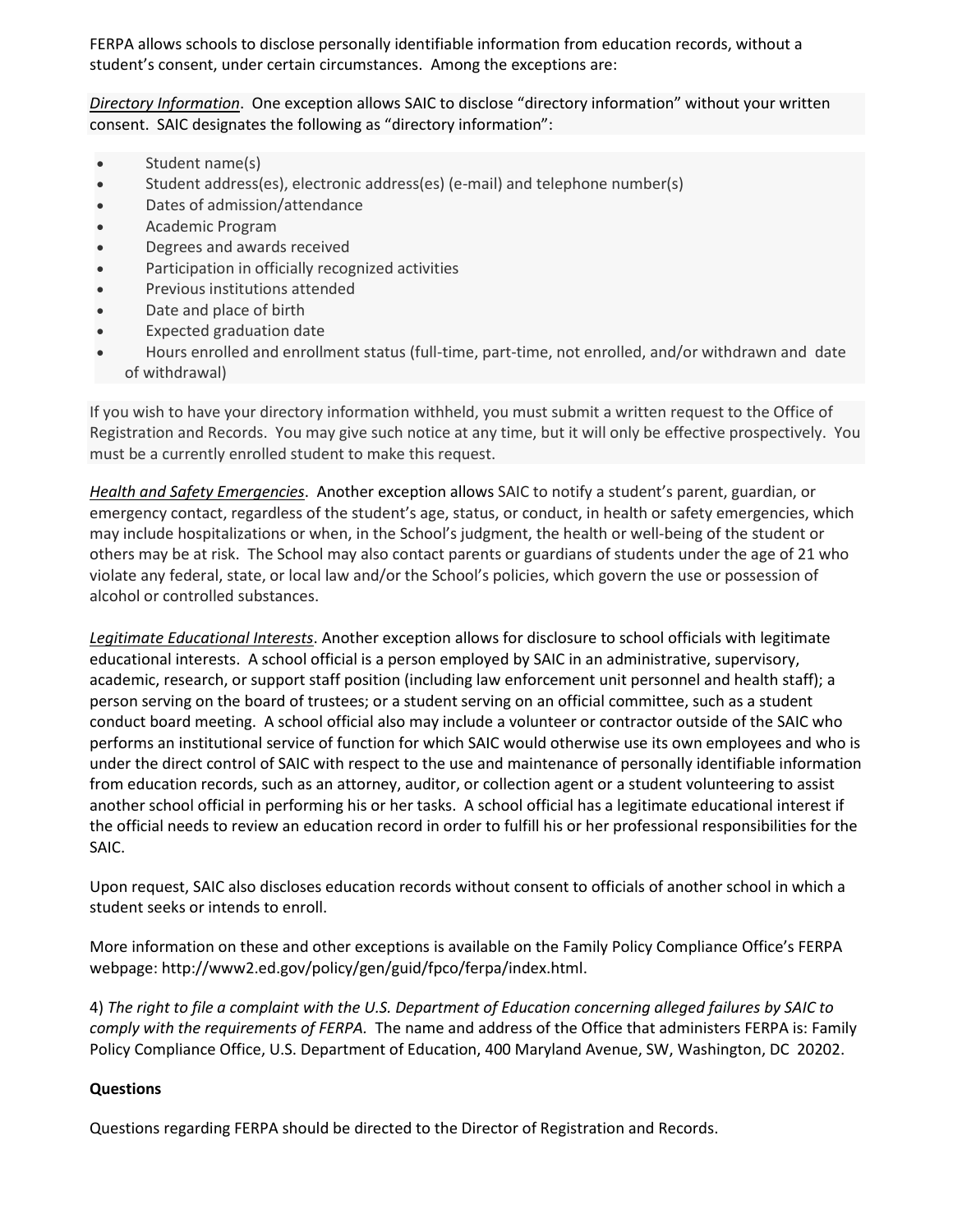FERPA allows schools to disclose personally identifiable information from education records, without a student's consent, under certain circumstances. Among the exceptions are:

*<u>Directory Information</u>*. One exception allows SAIC to disclose "directory information" without your written consent. SAIC designates the following as "directory information":

- Student name(s)
- Student address(es), electronic address(es) (e-mail) and telephone number(s)
- Dates of admission/attendance
- Academic Program
- Degrees and awards received
- Participation in officially recognized activities
- Previous institutions attended
- Date and place of birth
- Expected graduation date
- Hours enrolled and enrollment status (full-time, part-time, not enrolled, and/or withdrawn and date of withdrawal)

If you wish to have your directory information withheld, you must submit a written request to the Office of Registration and Records. You may give such notice at any time, but it will only be effective prospectively. You must be a currently enrolled student to make this request.

*<u>Health and Safety Emergencies</u>*. Another exception allows SAIC to notify a student's parent, guardian, or emergency contact, regardless of the student's age, status, or conduct, in health or safety emergencies, which may include hospitalizations or when, in the School's judgment, the health or well-being of the student or others may be at risk. The School may also contact parents or guardians of students under the age of 21 who violate any federal, state, or local law and/or the School's policies, which govern the use or possession of alcohol or controlled substances.

*<u>Legitimate Educational Interests</u>*. Another exception allows for disclosure to school officials with legitimate educational interests. A school official is a person employed by SAIC in an administrative, supervisory, academic, research, or support staff position (including law enforcement unit personnel and health staff); a person serving on the board of trustees; or a student serving on an official committee, such as a student conduct board meeting. A school official also may include a volunteer or contractor outside of the SAIC who performs an institutional service of function for which SAIC would otherwise use its own employees and who is under the direct control of SAIC with respect to the use and maintenance of personally identifiable information from education records, such as an attorney, auditor, or collection agent or a student volunteering to assist another school official in performing his or her tasks. A school official has a legitimate educational interest if the official needs to review an education record in order to fulfill his or her professional responsibilities for the SAIC.

Upon request, SAIC also discloses education records without consent to officials of another school in which a student seeks or intends to enroll.

More information on these and other exceptions is available on the Family Policy Compliance Office's FERPA webpage: http://www2.ed.gov/policy/gen/guid/fpco/ferpa/index.html.

4) *The right to file a complaint with the U.S. Department of Education concerning alleged failures by SAIC to comply with the requirements of FERPA.* The name and address of the Office that administers FERPA is: Family Policy Compliance Office, U.S. Department of Education, 400 Maryland Avenue, SW, Washington, DC 20202.

**Questions**

Questions regarding FERPA should be directed to the Director of Registration and Records.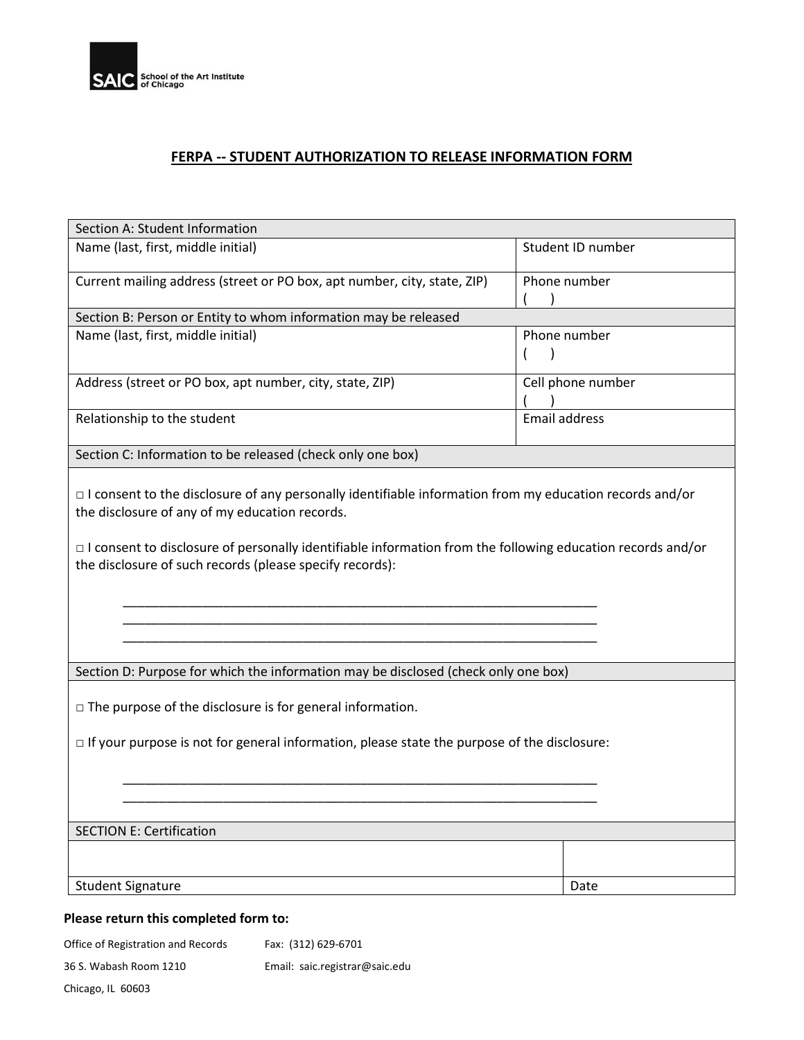SAIC School of the Art Institute of Chicago

## FERPA -- STUDENT AUTHORIZATION TO RELEASE INFORMATION FORM

| Section A: Student Information | |
|---|---|
| Name (last, first, middle initial) | Student ID number |
| Current mailing address (street or PO box, apt number, city, state, ZIP) | Phone number<br>(     ) |
| **Section B: Person or Entity to whom information may be released** | |
| Name (last, first, middle initial) | Phone number<br>(     ) |
| Address (street or PO box, apt number, city, state, ZIP) | Cell phone number<br>(     ) |
| Relationship to the student | Email address |

**Section C: Information to be released (check only one box)**

□ I consent to the disclosure of any personally identifiable information from my education records and/or the disclosure of any of my education records.

□ I consent to disclosure of personally identifiable information from the following education records and/or the disclosure of such records (please specify records):

_____________________________________________________________________
_____________________________________________________________________
_____________________________________________________________________

**Section D: Purpose for which the information may be disclosed (check only one box)**

□ The purpose of the disclosure is for general information.

□ If your purpose is not for general information, please state the purpose of the disclosure:

_____________________________________________________________________
_____________________________________________________________________

| SECTION E: Certification | |
|---|---|
| | |
| Student Signature | Date |

**Please return this completed form to:**

Office of Registration and Records
36 S. Wabash Room 1210
Chicago, IL 60603

Fax: (312) 629-6701
Email: saic.registrar@saic.edu